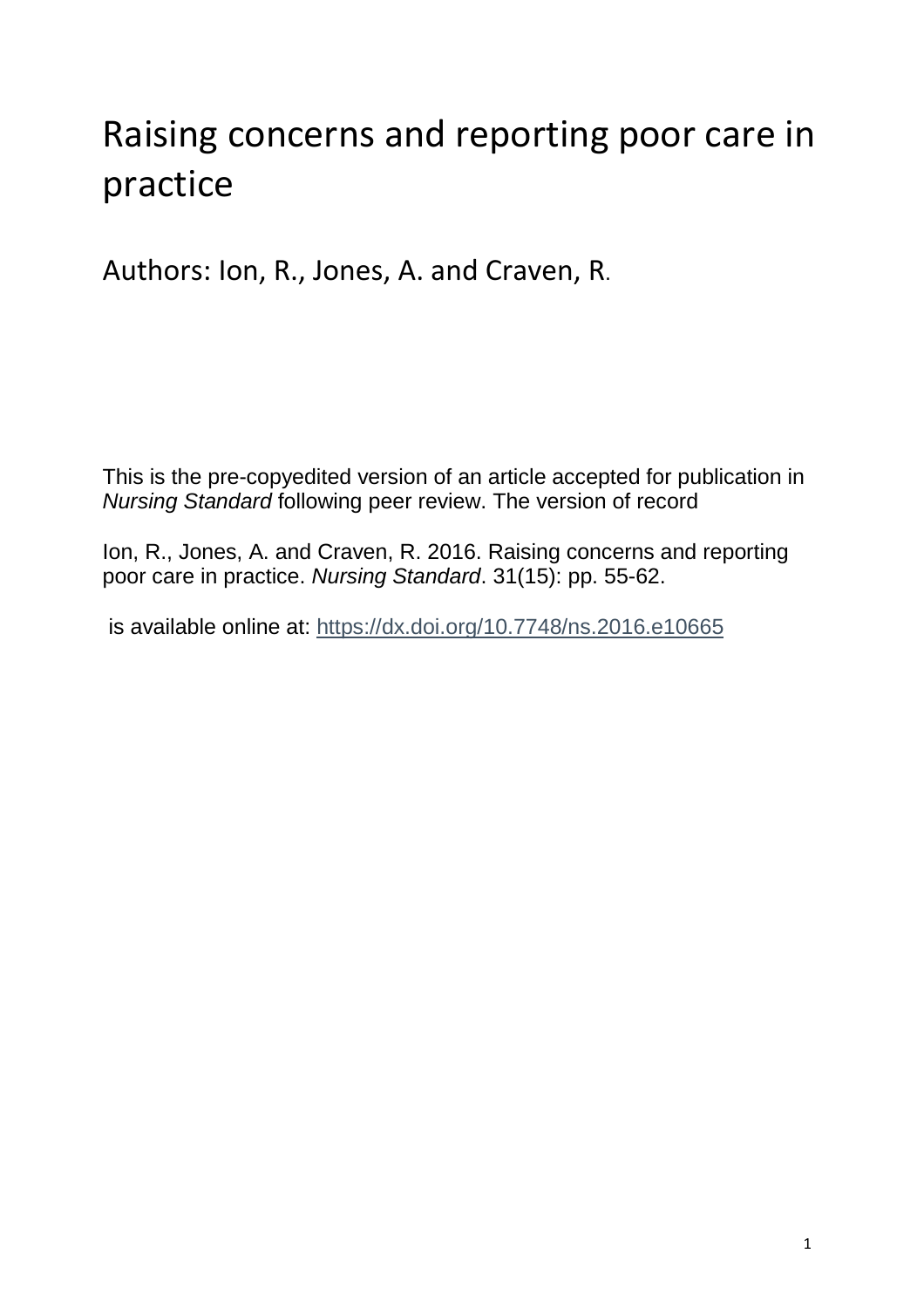# Raising concerns and reporting poor care in practice

Authors: Ion, R., Jones, A. and Craven, R.

This is the pre-copyedited version of an article accepted for publication in *Nursing Standard* following peer review. The version of record

Ion, R., Jones, A. and Craven, R. 2016. Raising concerns and reporting poor care in practice. *Nursing Standard*. 31(15): pp. 55-62.

is available online at: https://dx.doi.org/10.7748/ns.2016.e10665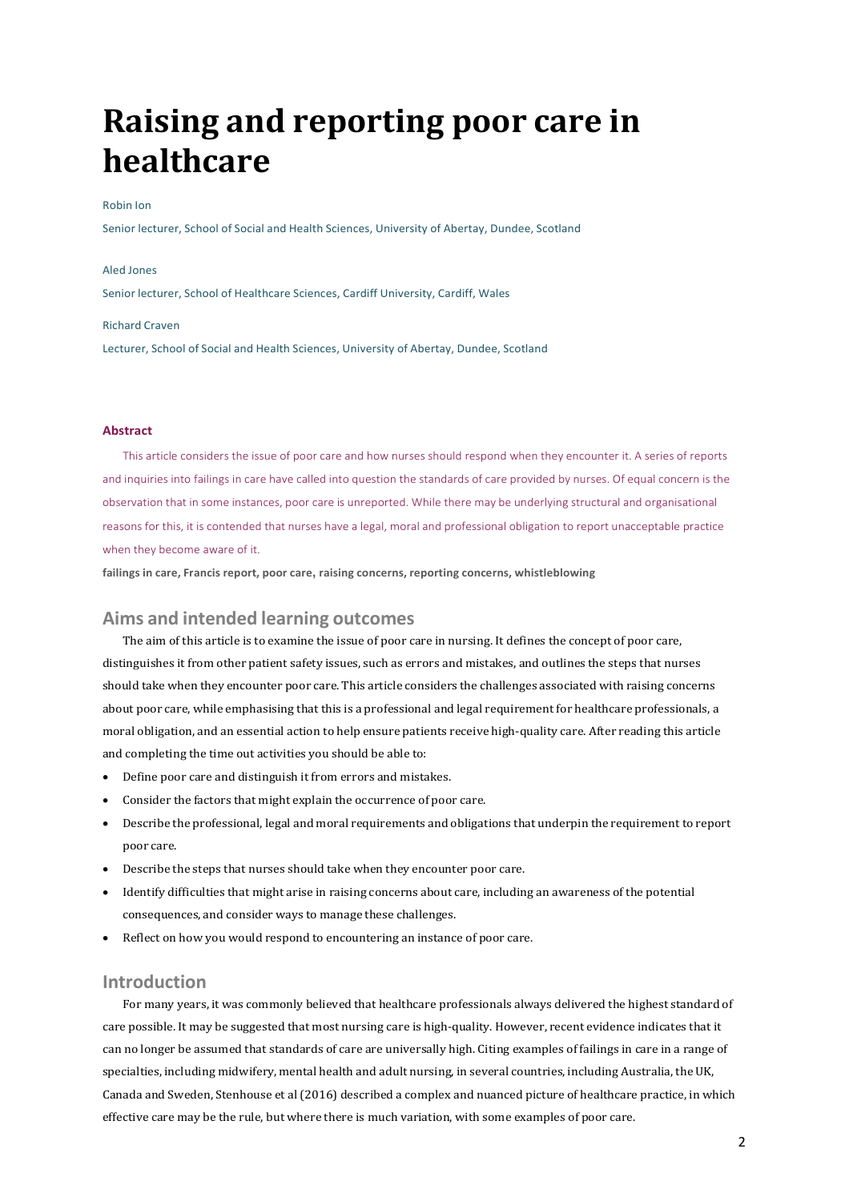# Raising and reporting poor care in healthcare

Robin Ion

Senior lecturer, School of Social and Health Sciences, University of Abertay, Dundee, Scotland

Aled Jones

Senior lecturer, School of Healthcare Sciences, Cardiff University, Cardiff, Wales

Richard Craven

Lecturer, School of Social and Health Sciences, University of Abertay, Dundee, Scotland

### Abstract

This article considers the issue of poor care and how nurses should respond when they encounter it. A series of reports and inquiries into failings in care have called into question the standards of care provided by nurses. Of equal concern is the observation that in some instances, poor care is unreported. While there may be underlying structural and organisational reasons for this, it is contended that nurses have a legal, moral and professional obligation to report unacceptable practice when they become aware of it.

**failings in care, Francis report, poor care, raising concerns, reporting concerns, whistleblowing**

## Aims and intended learning outcomes

The aim of this article is to examine the issue of poor care in nursing. It defines the concept of poor care, distinguishes it from other patient safety issues, such as errors and mistakes, and outlines the steps that nurses should take when they encounter poor care. This article considers the challenges associated with raising concerns about poor care, while emphasising that this is a professional and legal requirement for healthcare professionals, a moral obligation, and an essential action to help ensure patients receive high-quality care. After reading this article and completing the time out activities you should be able to:

- Define poor care and distinguish it from errors and mistakes.
- Consider the factors that might explain the occurrence of poor care.
- Describe the professional, legal and moral requirements and obligations that underpin the requirement to report poor care.
- Describe the steps that nurses should take when they encounter poor care.
- Identify difficulties that might arise in raising concerns about care, including an awareness of the potential consequences, and consider ways to manage these challenges.
- Reflect on how you would respond to encountering an instance of poor care.

## Introduction

For many years, it was commonly believed that healthcare professionals always delivered the highest standard of care possible. It may be suggested that most nursing care is high-quality. However, recent evidence indicates that it can no longer be assumed that standards of care are universally high. Citing examples of failings in care in a range of specialties, including midwifery, mental health and adult nursing, in several countries, including Australia, the UK, Canada and Sweden, Stenhouse et al (2016) described a complex and nuanced picture of healthcare practice, in which effective care may be the rule, but where there is much variation, with some examples of poor care.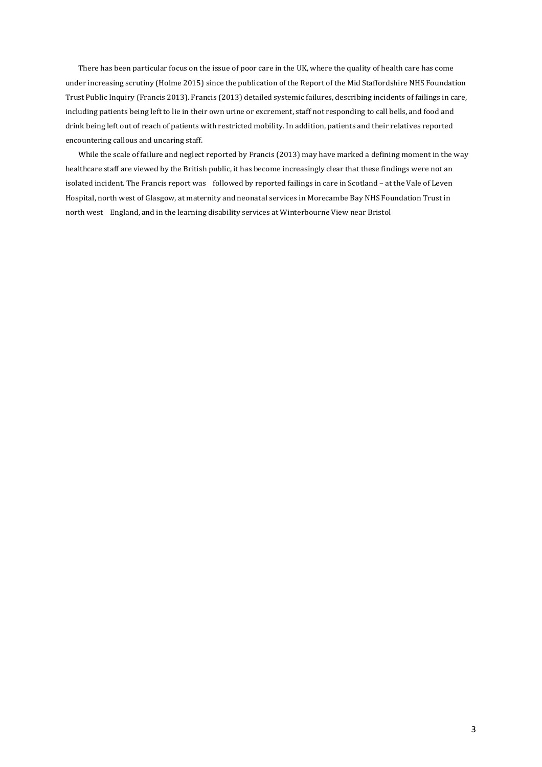There has been particular focus on the issue of poor care in the UK, where the quality of health care has come under increasing scrutiny (Holme 2015) since the publication of the Report of the Mid Staffordshire NHS Foundation Trust Public Inquiry (Francis 2013). Francis (2013) detailed systemic failures, describing incidents of failings in care, including patients being left to lie in their own urine or excrement, staff not responding to call bells, and food and drink being left out of reach of patients with restricted mobility. In addition, patients and their relatives reported encountering callous and uncaring staff.

While the scale of failure and neglect reported by Francis (2013) may have marked a defining moment in the way healthcare staff are viewed by the British public, it has become increasingly clear that these findings were not an isolated incident. The Francis report was followed by reported failings in care in Scotland – at the Vale of Leven Hospital, north west of Glasgow, at maternity and neonatal services in Morecambe Bay NHS Foundation Trust in north west England, and in the learning disability services at Winterbourne View near Bristol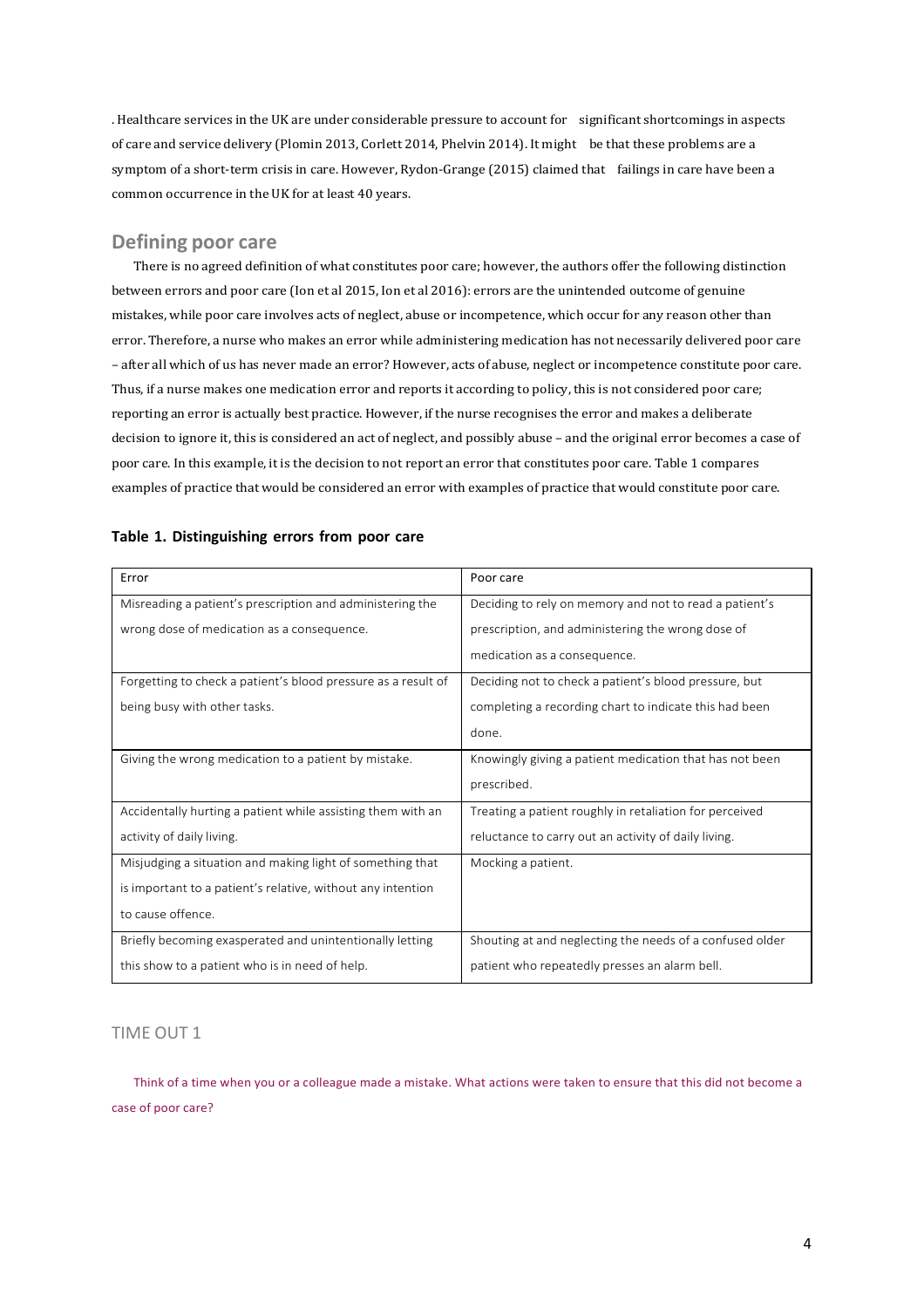. Healthcare services in the UK are under considerable pressure to account for significant shortcomings in aspects of care and service delivery (Plomin 2013, Corlett 2014, Phelvin 2014). It might be that these problems are a symptom of a short-term crisis in care. However, Rydon-Grange (2015) claimed that failings in care have been a common occurrence in the UK for at least 40 years.

## Defining poor care

There is no agreed definition of what constitutes poor care; however, the authors offer the following distinction between errors and poor care (Ion et al 2015, Ion et al 2016): errors are the unintended outcome of genuine mistakes, while poor care involves acts of neglect, abuse or incompetence, which occur for any reason other than error. Therefore, a nurse who makes an error while administering medication has not necessarily delivered poor care – after all which of us has never made an error? However, acts of abuse, neglect or incompetence constitute poor care. Thus, if a nurse makes one medication error and reports it according to policy, this is not considered poor care; reporting an error is actually best practice. However, if the nurse recognises the error and makes a deliberate decision to ignore it, this is considered an act of neglect, and possibly abuse – and the original error becomes a case of poor care. In this example, it is the decision to not report an error that constitutes poor care. Table 1 compares examples of practice that would be considered an error with examples of practice that would constitute poor care.

**Table 1. Distinguishing errors from poor care**

| Error | Poor care |
|---|---|
| Misreading a patient's prescription and administering the wrong dose of medication as a consequence. | Deciding to rely on memory and not to read a patient's prescription, and administering the wrong dose of medication as a consequence. |
| Forgetting to check a patient's blood pressure as a result of being busy with other tasks. | Deciding not to check a patient's blood pressure, but completing a recording chart to indicate this had been done. |
| Giving the wrong medication to a patient by mistake. | Knowingly giving a patient medication that has not been prescribed. |
| Accidentally hurting a patient while assisting them with an activity of daily living. | Treating a patient roughly in retaliation for perceived reluctance to carry out an activity of daily living. |
| Misjudging a situation and making light of something that is important to a patient's relative, without any intention to cause offence. | Mocking a patient. |
| Briefly becoming exasperated and unintentionally letting this show to a patient who is in need of help. | Shouting at and neglecting the needs of a confused older patient who repeatedly presses an alarm bell. |

### TIME OUT 1

Think of a time when you or a colleague made a mistake. What actions were taken to ensure that this did not become a case of poor care?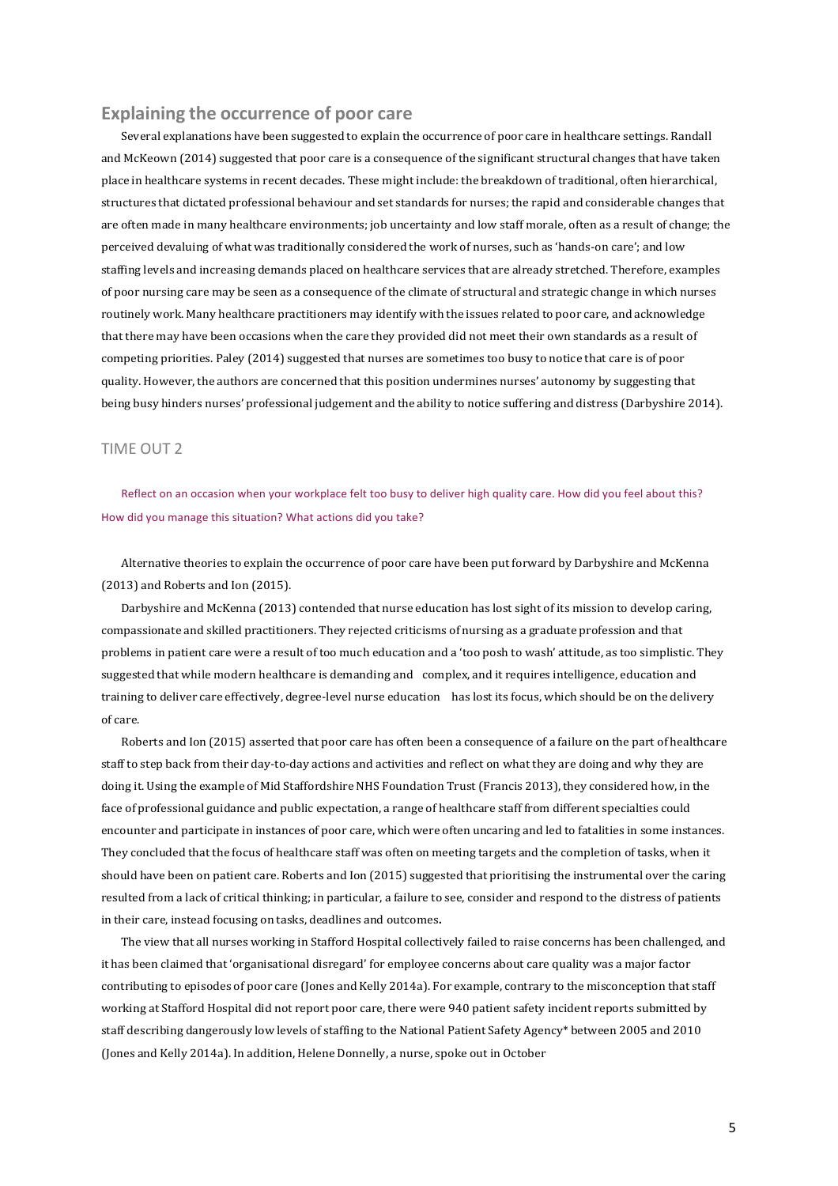## Explaining the occurrence of poor care

Several explanations have been suggested to explain the occurrence of poor care in healthcare settings. Randall and McKeown (2014) suggested that poor care is a consequence of the significant structural changes that have taken place in healthcare systems in recent decades. These might include: the breakdown of traditional, often hierarchical, structures that dictated professional behaviour and set standards for nurses; the rapid and considerable changes that are often made in many healthcare environments; job uncertainty and low staff morale, often as a result of change; the perceived devaluing of what was traditionally considered the work of nurses, such as 'hands-on care'; and low staffing levels and increasing demands placed on healthcare services that are already stretched. Therefore, examples of poor nursing care may be seen as a consequence of the climate of structural and strategic change in which nurses routinely work. Many healthcare practitioners may identify with the issues related to poor care, and acknowledge that there may have been occasions when the care they provided did not meet their own standards as a result of competing priorities. Paley (2014) suggested that nurses are sometimes too busy to notice that care is of poor quality. However, the authors are concerned that this position undermines nurses' autonomy by suggesting that being busy hinders nurses' professional judgement and the ability to notice suffering and distress (Darbyshire 2014).

### TIME OUT 2

Reflect on an occasion when your workplace felt too busy to deliver high quality care. How did you feel about this? How did you manage this situation? What actions did you take?

Alternative theories to explain the occurrence of poor care have been put forward by Darbyshire and McKenna (2013) and Roberts and Ion (2015).

Darbyshire and McKenna (2013) contended that nurse education has lost sight of its mission to develop caring, compassionate and skilled practitioners. They rejected criticisms of nursing as a graduate profession and that problems in patient care were a result of too much education and a 'too posh to wash' attitude, as too simplistic. They suggested that while modern healthcare is demanding and complex, and it requires intelligence, education and training to deliver care effectively, degree-level nurse education has lost its focus, which should be on the delivery of care.

Roberts and Ion (2015) asserted that poor care has often been a consequence of a failure on the part of healthcare staff to step back from their day-to-day actions and activities and reflect on what they are doing and why they are doing it. Using the example of Mid Staffordshire NHS Foundation Trust (Francis 2013), they considered how, in the face of professional guidance and public expectation, a range of healthcare staff from different specialties could encounter and participate in instances of poor care, which were often uncaring and led to fatalities in some instances. They concluded that the focus of healthcare staff was often on meeting targets and the completion of tasks, when it should have been on patient care. Roberts and Ion (2015) suggested that prioritising the instrumental over the caring resulted from a lack of critical thinking; in particular, a failure to see, consider and respond to the distress of patients in their care, instead focusing on tasks, deadlines and outcomes.

The view that all nurses working in Stafford Hospital collectively failed to raise concerns has been challenged, and it has been claimed that 'organisational disregard' for employee concerns about care quality was a major factor contributing to episodes of poor care (Jones and Kelly 2014a). For example, contrary to the misconception that staff working at Stafford Hospital did not report poor care, there were 940 patient safety incident reports submitted by staff describing dangerously low levels of staffing to the National Patient Safety Agency* between 2005 and 2010 (Jones and Kelly 2014a). In addition, Helene Donnelly, a nurse, spoke out in October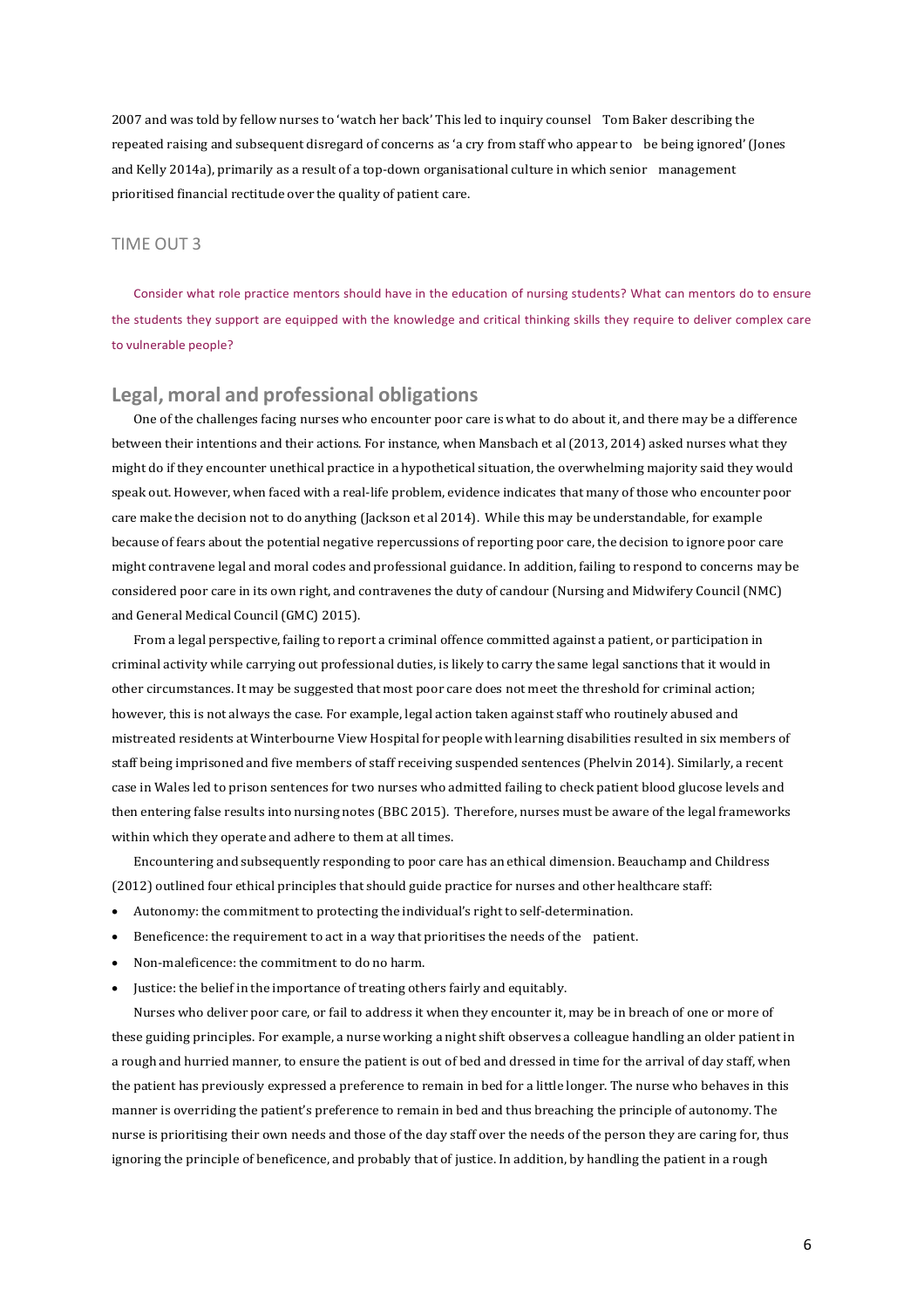2007 and was told by fellow nurses to 'watch her back' This led to inquiry counsel Tom Baker describing the repeated raising and subsequent disregard of concerns as 'a cry from staff who appear to be being ignored' (Jones and Kelly 2014a), primarily as a result of a top-down organisational culture in which senior management prioritised financial rectitude over the quality of patient care.

### TIME OUT 3

Consider what role practice mentors should have in the education of nursing students? What can mentors do to ensure the students they support are equipped with the knowledge and critical thinking skills they require to deliver complex care to vulnerable people?

## Legal, moral and professional obligations

One of the challenges facing nurses who encounter poor care is what to do about it, and there may be a difference between their intentions and their actions. For instance, when Mansbach et al (2013, 2014) asked nurses what they might do if they encounter unethical practice in a hypothetical situation, the overwhelming majority said they would speak out. However, when faced with a real-life problem, evidence indicates that many of those who encounter poor care make the decision not to do anything (Jackson et al 2014). While this may be understandable, for example because of fears about the potential negative repercussions of reporting poor care, the decision to ignore poor care might contravene legal and moral codes and professional guidance. In addition, failing to respond to concerns may be considered poor care in its own right, and contravenes the duty of candour (Nursing and Midwifery Council (NMC) and General Medical Council (GMC) 2015).

From a legal perspective, failing to report a criminal offence committed against a patient, or participation in criminal activity while carrying out professional duties, is likely to carry the same legal sanctions that it would in other circumstances. It may be suggested that most poor care does not meet the threshold for criminal action; however, this is not always the case. For example, legal action taken against staff who routinely abused and mistreated residents at Winterbourne View Hospital for people with learning disabilities resulted in six members of staff being imprisoned and five members of staff receiving suspended sentences (Phelvin 2014). Similarly, a recent case in Wales led to prison sentences for two nurses who admitted failing to check patient blood glucose levels and then entering false results into nursing notes (BBC 2015). Therefore, nurses must be aware of the legal frameworks within which they operate and adhere to them at all times.

Encountering and subsequently responding to poor care has an ethical dimension. Beauchamp and Childress (2012) outlined four ethical principles that should guide practice for nurses and other healthcare staff:

- Autonomy: the commitment to protecting the individual's right to self-determination.
- Beneficence: the requirement to act in a way that prioritises the needs of the patient.
- Non-maleficence: the commitment to do no harm.
- Justice: the belief in the importance of treating others fairly and equitably.

Nurses who deliver poor care, or fail to address it when they encounter it, may be in breach of one or more of these guiding principles. For example, a nurse working a night shift observes a colleague handling an older patient in a rough and hurried manner, to ensure the patient is out of bed and dressed in time for the arrival of day staff, when the patient has previously expressed a preference to remain in bed for a little longer. The nurse who behaves in this manner is overriding the patient's preference to remain in bed and thus breaching the principle of autonomy. The nurse is prioritising their own needs and those of the day staff over the needs of the person they are caring for, thus ignoring the principle of beneficence, and probably that of justice. In addition, by handling the patient in a rough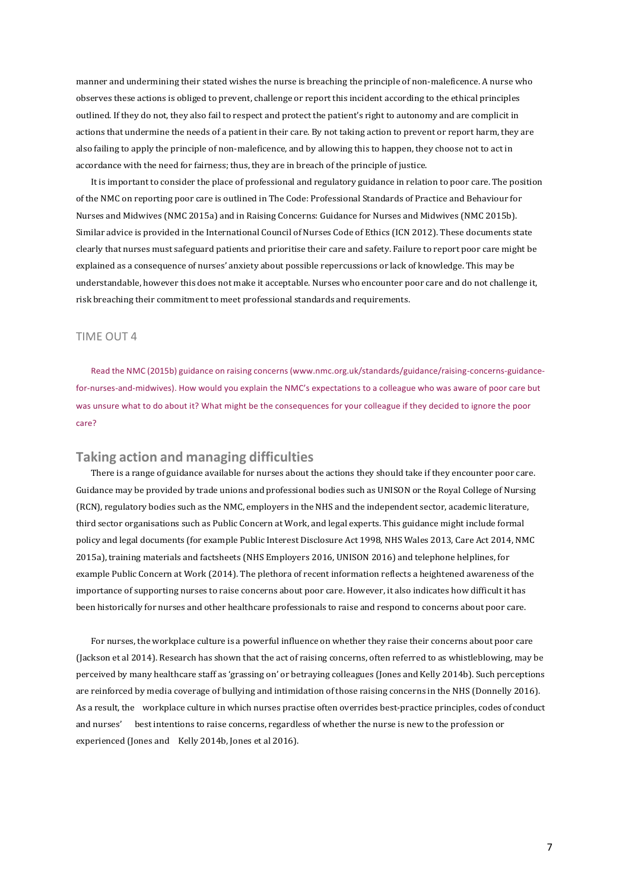manner and undermining their stated wishes the nurse is breaching the principle of non-maleficence. A nurse who observes these actions is obliged to prevent, challenge or report this incident according to the ethical principles outlined. If they do not, they also fail to respect and protect the patient's right to autonomy and are complicit in actions that undermine the needs of a patient in their care. By not taking action to prevent or report harm, they are also failing to apply the principle of non-maleficence, and by allowing this to happen, they choose not to act in accordance with the need for fairness; thus, they are in breach of the principle of justice.

It is important to consider the place of professional and regulatory guidance in relation to poor care. The position of the NMC on reporting poor care is outlined in The Code: Professional Standards of Practice and Behaviour for Nurses and Midwives (NMC 2015a) and in Raising Concerns: Guidance for Nurses and Midwives (NMC 2015b). Similar advice is provided in the International Council of Nurses Code of Ethics (ICN 2012). These documents state clearly that nurses must safeguard patients and prioritise their care and safety. Failure to report poor care might be explained as a consequence of nurses' anxiety about possible repercussions or lack of knowledge. This may be understandable, however this does not make it acceptable. Nurses who encounter poor care and do not challenge it, risk breaching their commitment to meet professional standards and requirements.

### TIME OUT 4

Read the NMC (2015b) guidance on raising concerns (www.nmc.org.uk/standards/guidance/raising-concerns-guidance-for-nurses-and-midwives). How would you explain the NMC's expectations to a colleague who was aware of poor care but was unsure what to do about it? What might be the consequences for your colleague if they decided to ignore the poor care?

## Taking action and managing difficulties

There is a range of guidance available for nurses about the actions they should take if they encounter poor care. Guidance may be provided by trade unions and professional bodies such as UNISON or the Royal College of Nursing (RCN), regulatory bodies such as the NMC, employers in the NHS and the independent sector, academic literature, third sector organisations such as Public Concern at Work, and legal experts. This guidance might include formal policy and legal documents (for example Public Interest Disclosure Act 1998, NHS Wales 2013, Care Act 2014, NMC 2015a), training materials and factsheets (NHS Employers 2016, UNISON 2016) and telephone helplines, for example Public Concern at Work (2014). The plethora of recent information reflects a heightened awareness of the importance of supporting nurses to raise concerns about poor care. However, it also indicates how difficult it has been historically for nurses and other healthcare professionals to raise and respond to concerns about poor care.

For nurses, the workplace culture is a powerful influence on whether they raise their concerns about poor care (Jackson et al 2014). Research has shown that the act of raising concerns, often referred to as whistleblowing, may be perceived by many healthcare staff as 'grassing on' or betraying colleagues (Jones and Kelly 2014b). Such perceptions are reinforced by media coverage of bullying and intimidation of those raising concerns in the NHS (Donnelly 2016). As a result, the workplace culture in which nurses practise often overrides best-practice principles, codes of conduct and nurses' best intentions to raise concerns, regardless of whether the nurse is new to the profession or experienced (Jones and Kelly 2014b, Jones et al 2016).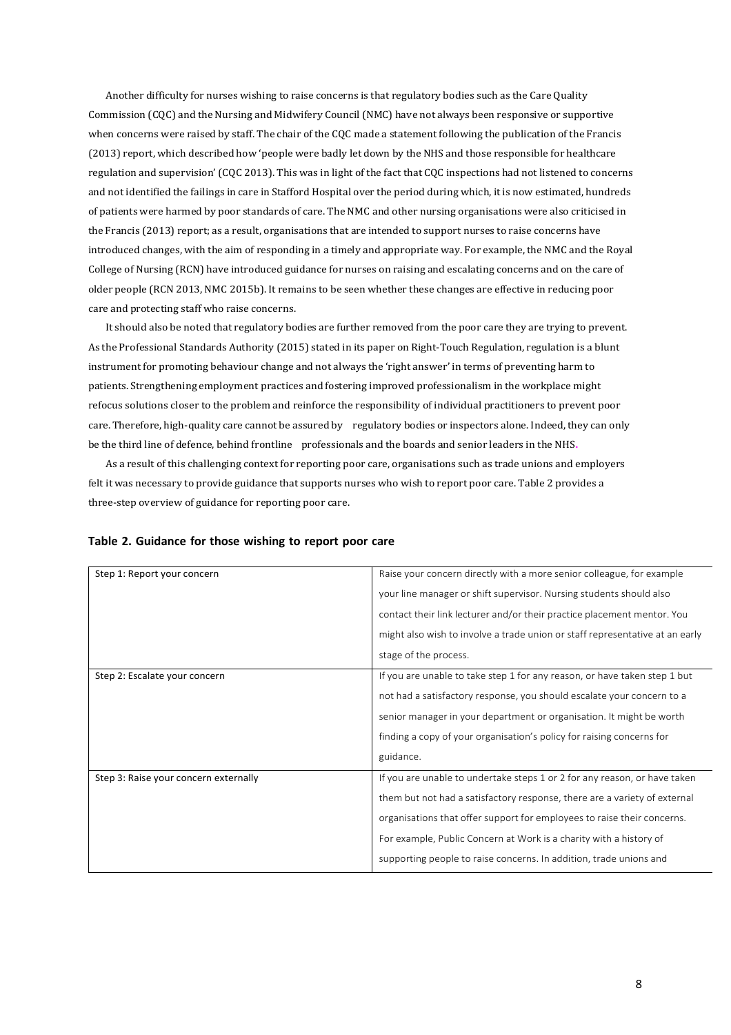Another difficulty for nurses wishing to raise concerns is that regulatory bodies such as the Care Quality Commission (CQC) and the Nursing and Midwifery Council (NMC) have not always been responsive or supportive when concerns were raised by staff. The chair of the CQC made a statement following the publication of the Francis (2013) report, which described how 'people were badly let down by the NHS and those responsible for healthcare regulation and supervision' (CQC 2013). This was in light of the fact that CQC inspections had not listened to concerns and not identified the failings in care in Stafford Hospital over the period during which, it is now estimated, hundreds of patients were harmed by poor standards of care. The NMC and other nursing organisations were also criticised in the Francis (2013) report; as a result, organisations that are intended to support nurses to raise concerns have introduced changes, with the aim of responding in a timely and appropriate way. For example, the NMC and the Royal College of Nursing (RCN) have introduced guidance for nurses on raising and escalating concerns and on the care of older people (RCN 2013, NMC 2015b). It remains to be seen whether these changes are effective in reducing poor care and protecting staff who raise concerns.

It should also be noted that regulatory bodies are further removed from the poor care they are trying to prevent. As the Professional Standards Authority (2015) stated in its paper on Right-Touch Regulation, regulation is a blunt instrument for promoting behaviour change and not always the 'right answer' in terms of preventing harm to patients. Strengthening employment practices and fostering improved professionalism in the workplace might refocus solutions closer to the problem and reinforce the responsibility of individual practitioners to prevent poor care. Therefore, high-quality care cannot be assured by regulatory bodies or inspectors alone. Indeed, they can only be the third line of defence, behind frontline professionals and the boards and senior leaders in the NHS.

As a result of this challenging context for reporting poor care, organisations such as trade unions and employers felt it was necessary to provide guidance that supports nurses who wish to report poor care. Table 2 provides a three-step overview of guidance for reporting poor care.

**Table 2. Guidance for those wishing to report poor care**

| | |
|---|---|
| Step 1: Report your concern | Raise your concern directly with a more senior colleague, for example your line manager or shift supervisor. Nursing students should also contact their link lecturer and/or their practice placement mentor. You might also wish to involve a trade union or staff representative at an early stage of the process. |
| Step 2: Escalate your concern | If you are unable to take step 1 for any reason, or have taken step 1 but not had a satisfactory response, you should escalate your concern to a senior manager in your department or organisation. It might be worth finding a copy of your organisation's policy for raising concerns for guidance. |
| Step 3: Raise your concern externally | If you are unable to undertake steps 1 or 2 for any reason, or have taken them but not had a satisfactory response, there are a variety of external organisations that offer support for employees to raise their concerns. For example, Public Concern at Work is a charity with a history of supporting people to raise concerns. In addition, trade unions and |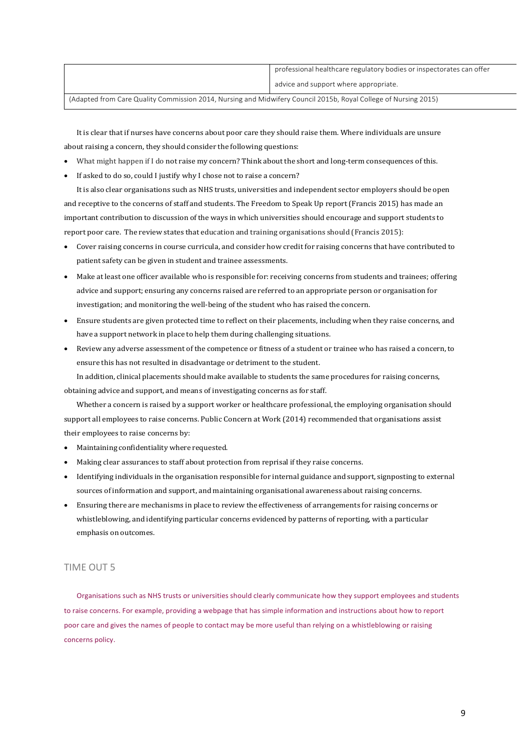| | |
|---|---|
| | professional healthcare regulatory bodies or inspectorates can offer advice and support where appropriate. |

(Adapted from Care Quality Commission 2014, Nursing and Midwifery Council 2015b, Royal College of Nursing 2015)

It is clear that if nurses have concerns about poor care they should raise them. Where individuals are unsure about raising a concern, they should consider the following questions:

- What might happen if I do not raise my concern? Think about the short and long-term consequences of this.
- If asked to do so, could I justify why I chose not to raise a concern?

It is also clear organisations such as NHS trusts, universities and independent sector employers should be open and receptive to the concerns of staff and students. The Freedom to Speak Up report (Francis 2015) has made an important contribution to discussion of the ways in which universities should encourage and support students to report poor care. The review states that education and training organisations should (Francis 2015):

- Cover raising concerns in course curricula, and consider how credit for raising concerns that have contributed to patient safety can be given in student and trainee assessments.
- Make at least one officer available who is responsible for: receiving concerns from students and trainees; offering advice and support; ensuring any concerns raised are referred to an appropriate person or organisation for investigation; and monitoring the well-being of the student who has raised the concern.
- Ensure students are given protected time to reflect on their placements, including when they raise concerns, and have a support network in place to help them during challenging situations.
- Review any adverse assessment of the competence or fitness of a student or trainee who has raised a concern, to ensure this has not resulted in disadvantage or detriment to the student.

In addition, clinical placements should make available to students the same procedures for raising concerns, obtaining advice and support, and means of investigating concerns as for staff.

Whether a concern is raised by a support worker or healthcare professional, the employing organisation should support all employees to raise concerns. Public Concern at Work (2014) recommended that organisations assist their employees to raise concerns by:

- Maintaining confidentiality where requested.
- Making clear assurances to staff about protection from reprisal if they raise concerns.
- Identifying individuals in the organisation responsible for internal guidance and support, signposting to external sources of information and support, and maintaining organisational awareness about raising concerns.
- Ensuring there are mechanisms in place to review the effectiveness of arrangements for raising concerns or whistleblowing, and identifying particular concerns evidenced by patterns of reporting, with a particular emphasis on outcomes.

## TIME OUT 5

Organisations such as NHS trusts or universities should clearly communicate how they support employees and students to raise concerns. For example, providing a webpage that has simple information and instructions about how to report poor care and gives the names of people to contact may be more useful than relying on a whistleblowing or raising concerns policy.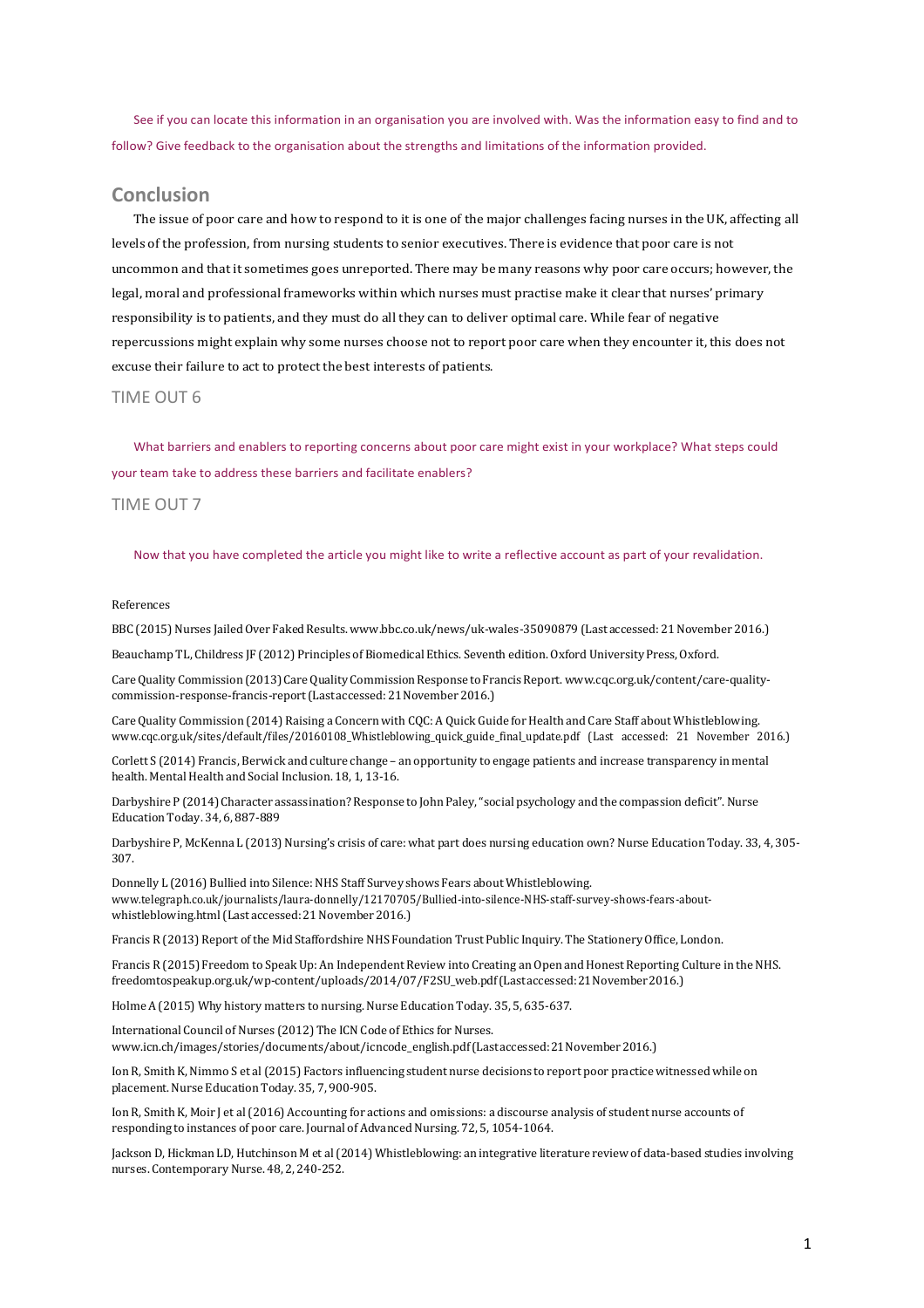See if you can locate this information in an organisation you are involved with. Was the information easy to find and to follow? Give feedback to the organisation about the strengths and limitations of the information provided.

## Conclusion

The issue of poor care and how to respond to it is one of the major challenges facing nurses in the UK, affecting all levels of the profession, from nursing students to senior executives. There is evidence that poor care is not uncommon and that it sometimes goes unreported. There may be many reasons why poor care occurs; however, the legal, moral and professional frameworks within which nurses must practise make it clear that nurses' primary responsibility is to patients, and they must do all they can to deliver optimal care. While fear of negative repercussions might explain why some nurses choose not to report poor care when they encounter it, this does not excuse their failure to act to protect the best interests of patients.

### TIME OUT 6

What barriers and enablers to reporting concerns about poor care might exist in your workplace? What steps could your team take to address these barriers and facilitate enablers?

### TIME OUT 7

Now that you have completed the article you might like to write a reflective account as part of your revalidation.

References

BBC (2015) Nurses Jailed Over Faked Results. www.bbc.co.uk/news/uk-wales-35090879 (Last accessed: 21 November 2016.)

Beauchamp TL, Childress JF (2012) Principles of Biomedical Ethics. Seventh edition. Oxford University Press, Oxford.

Care Quality Commission (2013) Care Quality Commission Response to Francis Report. www.cqc.org.uk/content/care-quality-commission-response-francis-report (Last accessed: 21 November 2016.)

Care Quality Commission (2014) Raising a Concern with CQC: A Quick Guide for Health and Care Staff about Whistleblowing. www.cqc.org.uk/sites/default/files/20160108_Whistleblowing_quick_guide_final_update.pdf (Last accessed: 21 November 2016.)

Corlett S (2014) Francis, Berwick and culture change – an opportunity to engage patients and increase transparency in mental health. Mental Health and Social Inclusion. 18, 1, 13-16.

Darbyshire P (2014) Character assassination? Response to John Paley, "social psychology and the compassion deficit". Nurse Education Today. 34, 6, 887-889

Darbyshire P, McKenna L (2013) Nursing's crisis of care: what part does nursing education own? Nurse Education Today. 33, 4, 305-307.

Donnelly L (2016) Bullied into Silence: NHS Staff Survey shows Fears about Whistleblowing. www.telegraph.co.uk/journalists/laura-donnelly/12170705/Bullied-into-silence-NHS-staff-survey-shows-fears-about-whistleblowing.html (Last accessed: 21 November 2016.)

Francis R (2013) Report of the Mid Staffordshire NHS Foundation Trust Public Inquiry. The Stationery Office, London.

Francis R (2015) Freedom to Speak Up: An Independent Review into Creating an Open and Honest Reporting Culture in the NHS. freedomtospeakup.org.uk/wp-content/uploads/2014/07/F2SU_web.pdf (Last accessed: 21 November 2016.)

Holme A (2015) Why history matters to nursing. Nurse Education Today. 35, 5, 635-637.

International Council of Nurses (2012) The ICN Code of Ethics for Nurses. www.icn.ch/images/stories/documents/about/icncode_english.pdf (Last accessed: 21 November 2016.)

Ion R, Smith K, Nimmo S et al (2015) Factors influencing student nurse decisions to report poor practice witnessed while on placement. Nurse Education Today. 35, 7, 900-905.

Ion R, Smith K, Moir J et al (2016) Accounting for actions and omissions: a discourse analysis of student nurse accounts of responding to instances of poor care. Journal of Advanced Nursing. 72, 5, 1054-1064.

Jackson D, Hickman LD, Hutchinson M et al (2014) Whistleblowing: an integrative literature review of data-based studies involving nurses. Contemporary Nurse. 48, 2, 240-252.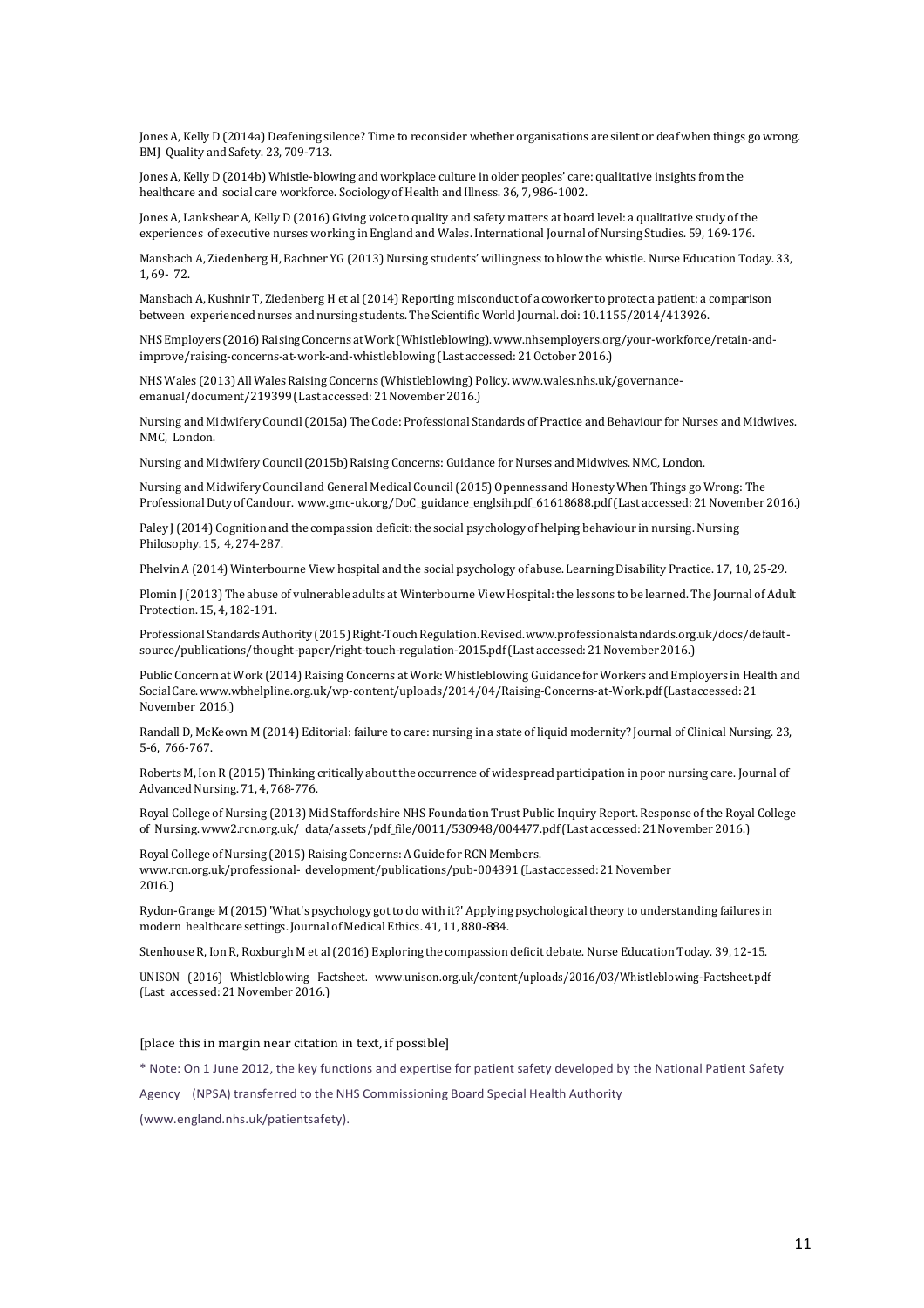Jones A, Kelly D (2014a) Deafening silence? Time to reconsider whether organisations are silent or deaf when things go wrong. BMJ Quality and Safety. 23, 709-713.

Jones A, Kelly D (2014b) Whistle-blowing and workplace culture in older peoples' care: qualitative insights from the healthcare and social care workforce. Sociology of Health and Illness. 36, 7, 986-1002.

Jones A, Lankshear A, Kelly D (2016) Giving voice to quality and safety matters at board level: a qualitative study of the experiences of executive nurses working in England and Wales. International Journal of Nursing Studies. 59, 169-176.

Mansbach A, Ziedenberg H, Bachner YG (2013) Nursing students' willingness to blow the whistle. Nurse Education Today. 33, 1, 69- 72.

Mansbach A, Kushnir T, Ziedenberg H et al (2014) Reporting misconduct of a coworker to protect a patient: a comparison between experienced nurses and nursing students. The Scientific World Journal. doi: 10.1155/2014/413926.

NHS Employers (2016) Raising Concerns at Work (Whistleblowing). www.nhsemployers.org/your-workforce/retain-and-improve/raising-concerns-at-work-and-whistleblowing (Last accessed: 21 October 2016.)

NHS Wales (2013) All Wales Raising Concerns (Whistleblowing) Policy. www.wales.nhs.uk/governance-emanual/document/219399 (Last accessed: 21 November 2016.)

Nursing and Midwifery Council (2015a) The Code: Professional Standards of Practice and Behaviour for Nurses and Midwives. NMC, London.

Nursing and Midwifery Council (2015b) Raising Concerns: Guidance for Nurses and Midwives. NMC, London.

Nursing and Midwifery Council and General Medical Council (2015) Openness and Honesty When Things go Wrong: The Professional Duty of Candour. www.gmc-uk.org/DoC_guidance_englsih.pdf_61618688.pdf (Last accessed: 21 November 2016.)

Paley J (2014) Cognition and the compassion deficit: the social psychology of helping behaviour in nursing. Nursing Philosophy. 15, 4, 274-287.

Phelvin A (2014) Winterbourne View hospital and the social psychology of abuse. Learning Disability Practice. 17, 10, 25-29.

Plomin J (2013) The abuse of vulnerable adults at Winterbourne View Hospital: the lessons to be learned. The Journal of Adult Protection. 15, 4, 182-191.

Professional Standards Authority (2015) Right-Touch Regulation. Revised. www.professionalstandards.org.uk/docs/default-source/publications/thought-paper/right-touch-regulation-2015.pdf (Last accessed: 21 November 2016.)

Public Concern at Work (2014) Raising Concerns at Work: Whistleblowing Guidance for Workers and Employers in Health and Social Care. www.wbhelpline.org.uk/wp-content/uploads/2014/04/Raising-Concerns-at-Work.pdf (Last accessed: 21 November 2016.)

Randall D, McKeown M (2014) Editorial: failure to care: nursing in a state of liquid modernity? Journal of Clinical Nursing. 23, 5-6, 766-767.

Roberts M, Ion R (2015) Thinking critically about the occurrence of widespread participation in poor nursing care. Journal of Advanced Nursing. 71, 4, 768-776.

Royal College of Nursing (2013) Mid Staffordshire NHS Foundation Trust Public Inquiry Report. Response of the Royal College of Nursing. www2.rcn.org.uk/ data/assets/pdf_file/0011/530948/004477.pdf (Last accessed: 21 November 2016.)

Royal College of Nursing (2015) Raising Concerns: A Guide for RCN Members. www.rcn.org.uk/professional- development/publications/pub-004391 (Last accessed: 21 November 2016.)

Rydon-Grange M (2015) 'What's psychology got to do with it?' Applying psychological theory to understanding failures in modern healthcare settings. Journal of Medical Ethics. 41, 11, 880-884.

Stenhouse R, Ion R, Roxburgh M et al (2016) Exploring the compassion deficit debate. Nurse Education Today. 39, 12-15.

UNISON (2016) Whistleblowing Factsheet. www.unison.org.uk/content/uploads/2016/03/Whistleblowing-Factsheet.pdf (Last accessed: 21 November 2016.)

[place this in margin near citation in text, if possible]

* Note: On 1 June 2012, the key functions and expertise for patient safety developed by the National Patient Safety Agency (NPSA) transferred to the NHS Commissioning Board Special Health Authority (www.england.nhs.uk/patientsafety).